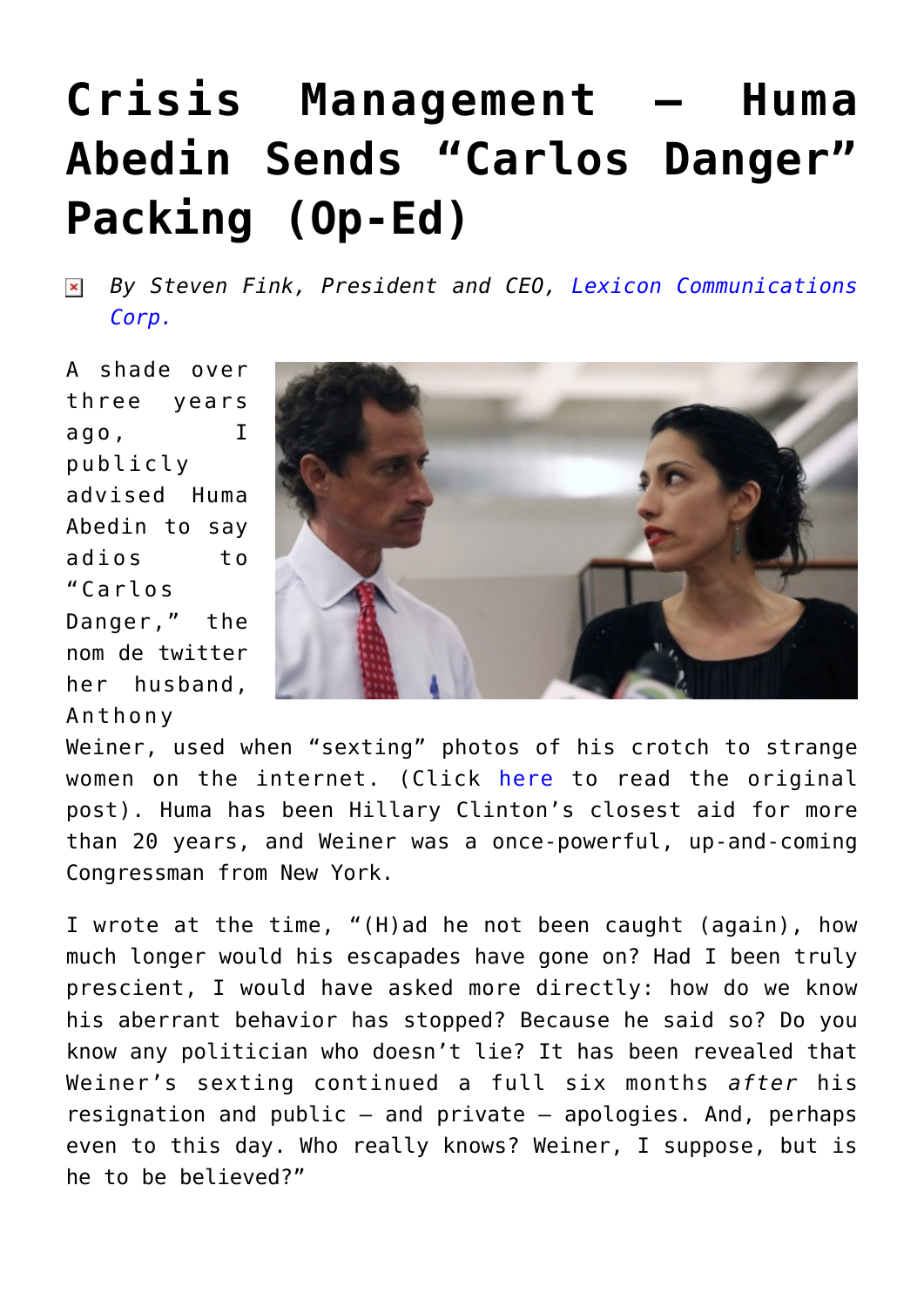# Crisis Management — Huma Abedin Sends "Carlos Danger" Packing (Op-Ed)

*By Steven Fink, President and CEO, Lexicon Communications Corp.*

A shade over three years ago, I publicly advised Huma Abedin to say adios to "Carlos Danger," the nom de twitter her husband, Anthony Weiner, used when "sexting" photos of his crotch to strange women on the internet. (Click here to read the original post). Huma has been Hillary Clinton's closest aid for more than 20 years, and Weiner was a once-powerful, up-and-coming Congressman from New York.

I wrote at the time, "(H)ad he not been caught (again), how much longer would his escapades have gone on? Had I been truly prescient, I would have asked more directly: how do we know his aberrant behavior has stopped? Because he said so? Do you know any politician who doesn't lie? It has been revealed that Weiner's sexting continued a full six months *after* his resignation and public — and private — apologies. And, perhaps even to this day. Who really knows? Weiner, I suppose, but is he to be believed?"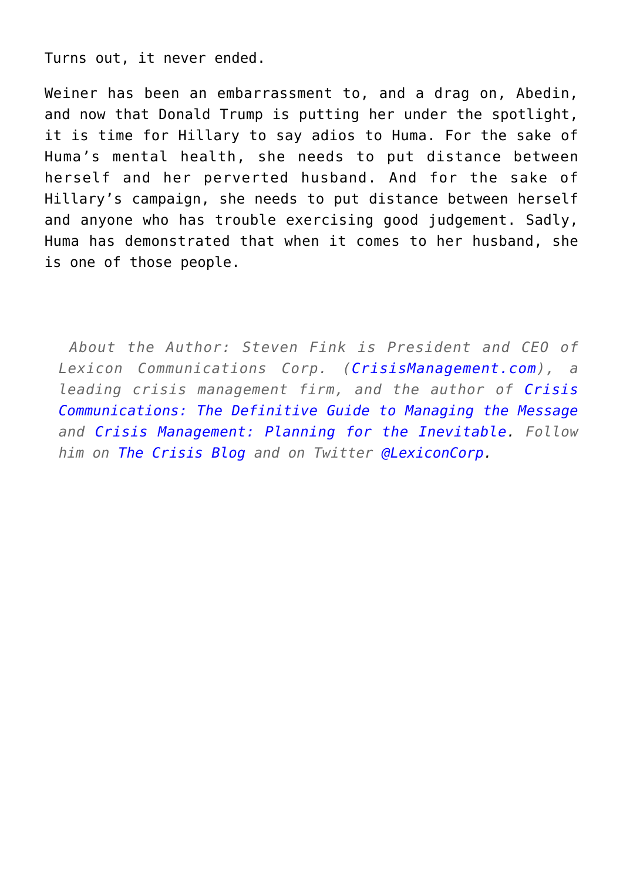Turns out, it never ended.

Weiner has been an embarrassment to, and a drag on, Abedin, and now that Donald Trump is putting her under the spotlight, it is time for Hillary to say adios to Huma. For the sake of Huma's mental health, she needs to put distance between herself and her perverted husband. And for the sake of Hillary's campaign, she needs to put distance between herself and anyone who has trouble exercising good judgement. Sadly, Huma has demonstrated that when it comes to her husband, she is one of those people.

*About the Author: Steven Fink is President and CEO of Lexicon Communications Corp. (CrisisManagement.com), a leading crisis management firm, and the author of Crisis Communications: The Definitive Guide to Managing the Message and Crisis Management: Planning for the Inevitable. Follow him on The Crisis Blog and on Twitter @LexiconCorp.*